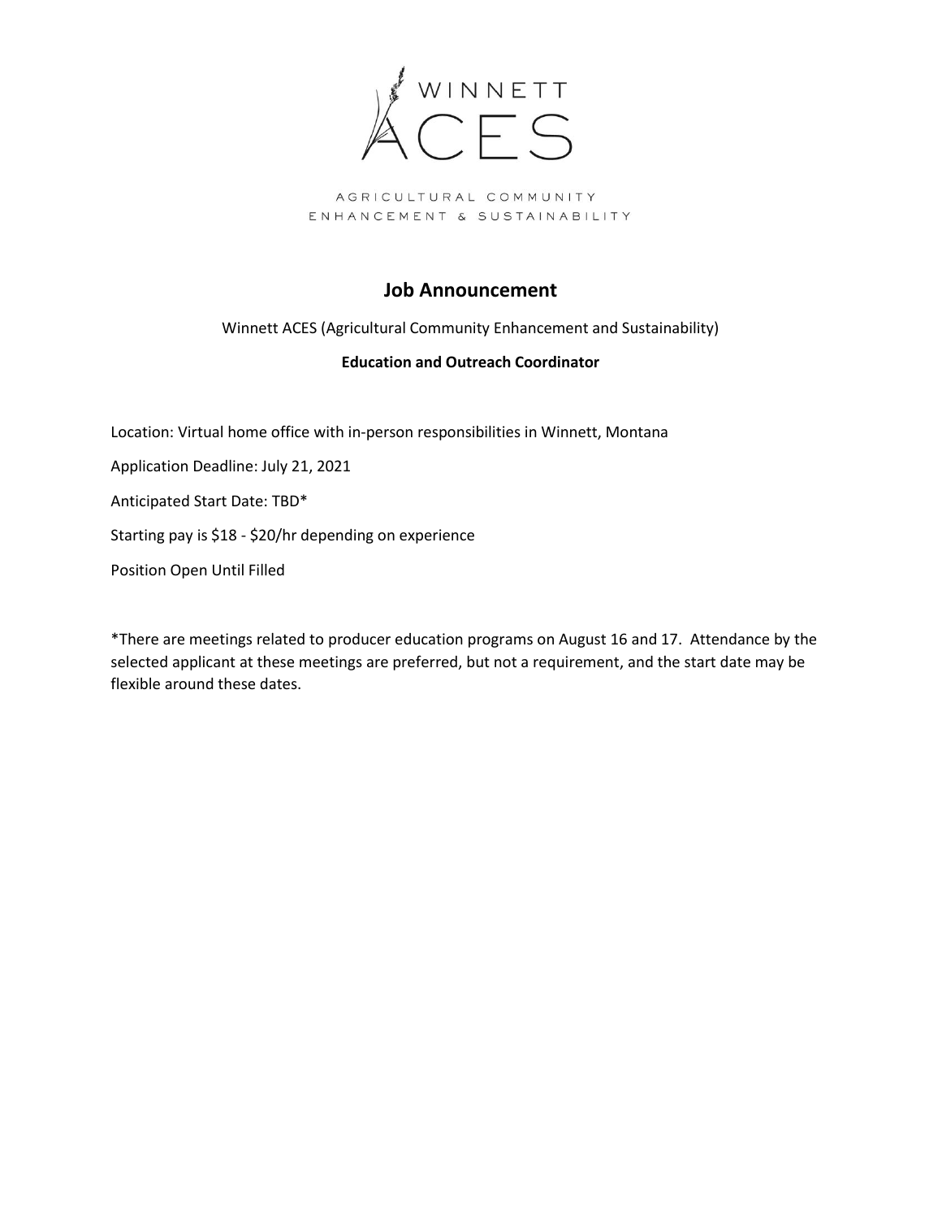WINNETT

ACES

AGRICULTURAL COMMUNITY
ENHANCEMENT & SUSTAINABILITY

# Job Announcement

Winnett ACES (Agricultural Community Enhancement and Sustainability)

**Education and Outreach Coordinator**

Location: Virtual home office with in-person responsibilities in Winnett, Montana

Application Deadline: July 21, 2021

Anticipated Start Date: TBD*

Starting pay is $18 - $20/hr depending on experience

Position Open Until Filled

*There are meetings related to producer education programs on August 16 and 17. Attendance by the selected applicant at these meetings are preferred, but not a requirement, and the start date may be flexible around these dates.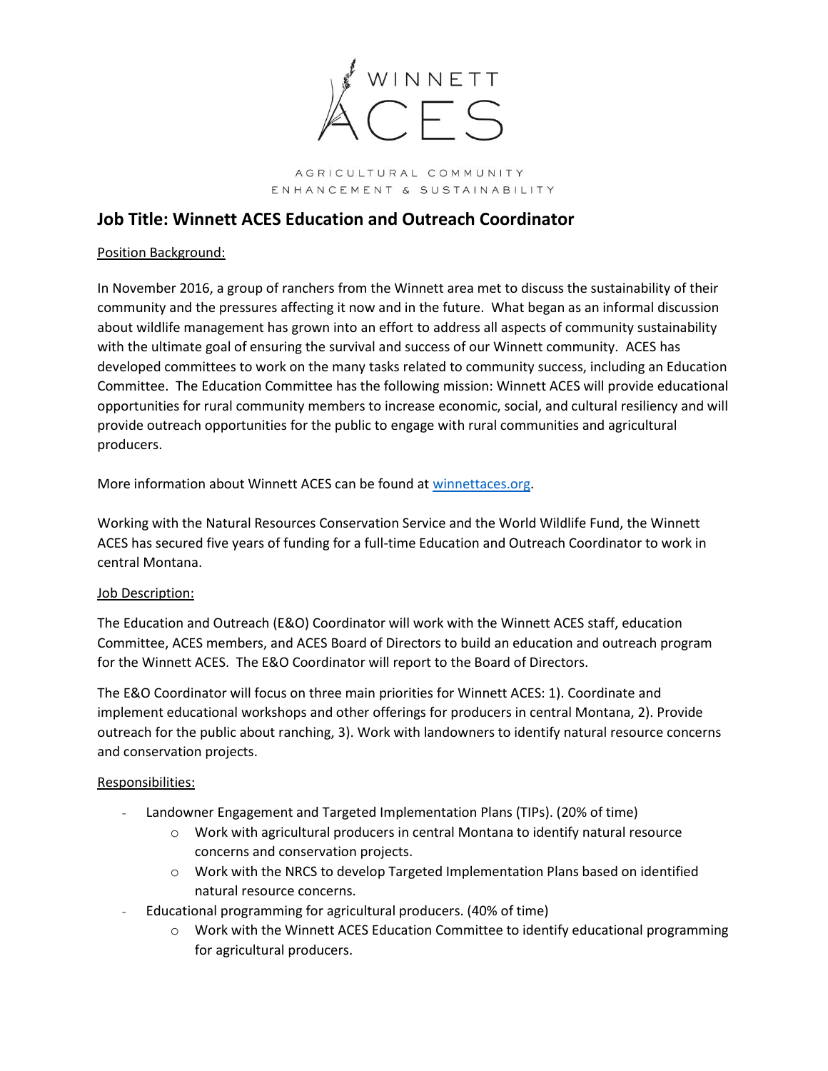WINNETT ACES

AGRICULTURAL COMMUNITY ENHANCEMENT & SUSTAINABILITY

## Job Title: Winnett ACES Education and Outreach Coordinator

Position Background:

In November 2016, a group of ranchers from the Winnett area met to discuss the sustainability of their community and the pressures affecting it now and in the future. What began as an informal discussion about wildlife management has grown into an effort to address all aspects of community sustainability with the ultimate goal of ensuring the survival and success of our Winnett community. ACES has developed committees to work on the many tasks related to community success, including an Education Committee. The Education Committee has the following mission: Winnett ACES will provide educational opportunities for rural community members to increase economic, social, and cultural resiliency and will provide outreach opportunities for the public to engage with rural communities and agricultural producers.

More information about Winnett ACES can be found at [winnettaces.org](winnettaces.org).

Working with the Natural Resources Conservation Service and the World Wildlife Fund, the Winnett ACES has secured five years of funding for a full-time Education and Outreach Coordinator to work in central Montana.

Job Description:

The Education and Outreach (E&O) Coordinator will work with the Winnett ACES staff, education Committee, ACES members, and ACES Board of Directors to build an education and outreach program for the Winnett ACES. The E&O Coordinator will report to the Board of Directors.

The E&O Coordinator will focus on three main priorities for Winnett ACES: 1). Coordinate and implement educational workshops and other offerings for producers in central Montana, 2). Provide outreach for the public about ranching, 3). Work with landowners to identify natural resource concerns and conservation projects.

Responsibilities:

- Landowner Engagement and Targeted Implementation Plans (TIPs). (20% of time)
  - Work with agricultural producers in central Montana to identify natural resource concerns and conservation projects.
  - Work with the NRCS to develop Targeted Implementation Plans based on identified natural resource concerns.
- Educational programming for agricultural producers. (40% of time)
  - Work with the Winnett ACES Education Committee to identify educational programming for agricultural producers.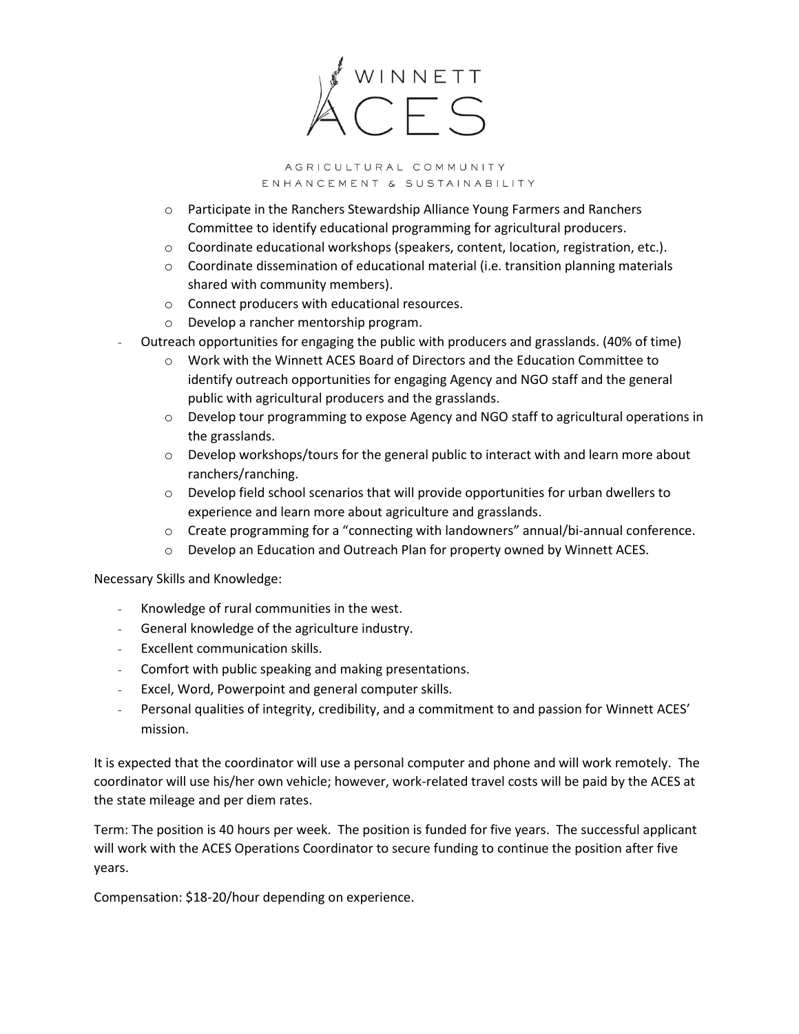- Participate in the Ranchers Stewardship Alliance Young Farmers and Ranchers Committee to identify educational programming for agricultural producers.
  - Coordinate educational workshops (speakers, content, location, registration, etc.).
  - Coordinate dissemination of educational material (i.e. transition planning materials shared with community members).
  - Connect producers with educational resources.
  - Develop a rancher mentorship program.
- Outreach opportunities for engaging the public with producers and grasslands. (40% of time)
  - Work with the Winnett ACES Board of Directors and the Education Committee to identify outreach opportunities for engaging Agency and NGO staff and the general public with agricultural producers and the grasslands.
  - Develop tour programming to expose Agency and NGO staff to agricultural operations in the grasslands.
  - Develop workshops/tours for the general public to interact with and learn more about ranchers/ranching.
  - Develop field school scenarios that will provide opportunities for urban dwellers to experience and learn more about agriculture and grasslands.
  - Create programming for a "connecting with landowners" annual/bi-annual conference.
  - Develop an Education and Outreach Plan for property owned by Winnett ACES.

Necessary Skills and Knowledge:

- Knowledge of rural communities in the west.
- General knowledge of the agriculture industry.
- Excellent communication skills.
- Comfort with public speaking and making presentations.
- Excel, Word, Powerpoint and general computer skills.
- Personal qualities of integrity, credibility, and a commitment to and passion for Winnett ACES' mission.

It is expected that the coordinator will use a personal computer and phone and will work remotely. The coordinator will use his/her own vehicle; however, work-related travel costs will be paid by the ACES at the state mileage and per diem rates.

Term: The position is 40 hours per week. The position is funded for five years. The successful applicant will work with the ACES Operations Coordinator to secure funding to continue the position after five years.

Compensation: $18-20/hour depending on experience.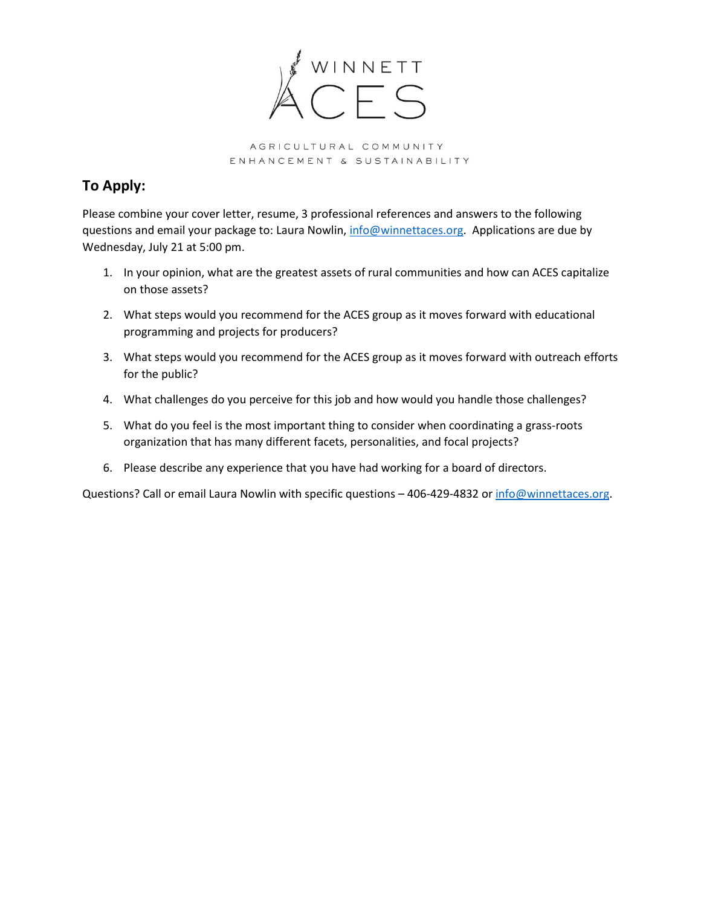WINNETT ACES

AGRICULTURAL COMMUNITY ENHANCEMENT & SUSTAINABILITY

## To Apply:

Please combine your cover letter, resume, 3 professional references and answers to the following questions and email your package to: Laura Nowlin, info@winnettaces.org. Applications are due by Wednesday, July 21 at 5:00 pm.

1. In your opinion, what are the greatest assets of rural communities and how can ACES capitalize on those assets?
2. What steps would you recommend for the ACES group as it moves forward with educational programming and projects for producers?
3. What steps would you recommend for the ACES group as it moves forward with outreach efforts for the public?
4. What challenges do you perceive for this job and how would you handle those challenges?
5. What do you feel is the most important thing to consider when coordinating a grass-roots organization that has many different facets, personalities, and focal projects?
6. Please describe any experience that you have had working for a board of directors.

Questions? Call or email Laura Nowlin with specific questions – 406-429-4832 or info@winnettaces.org.